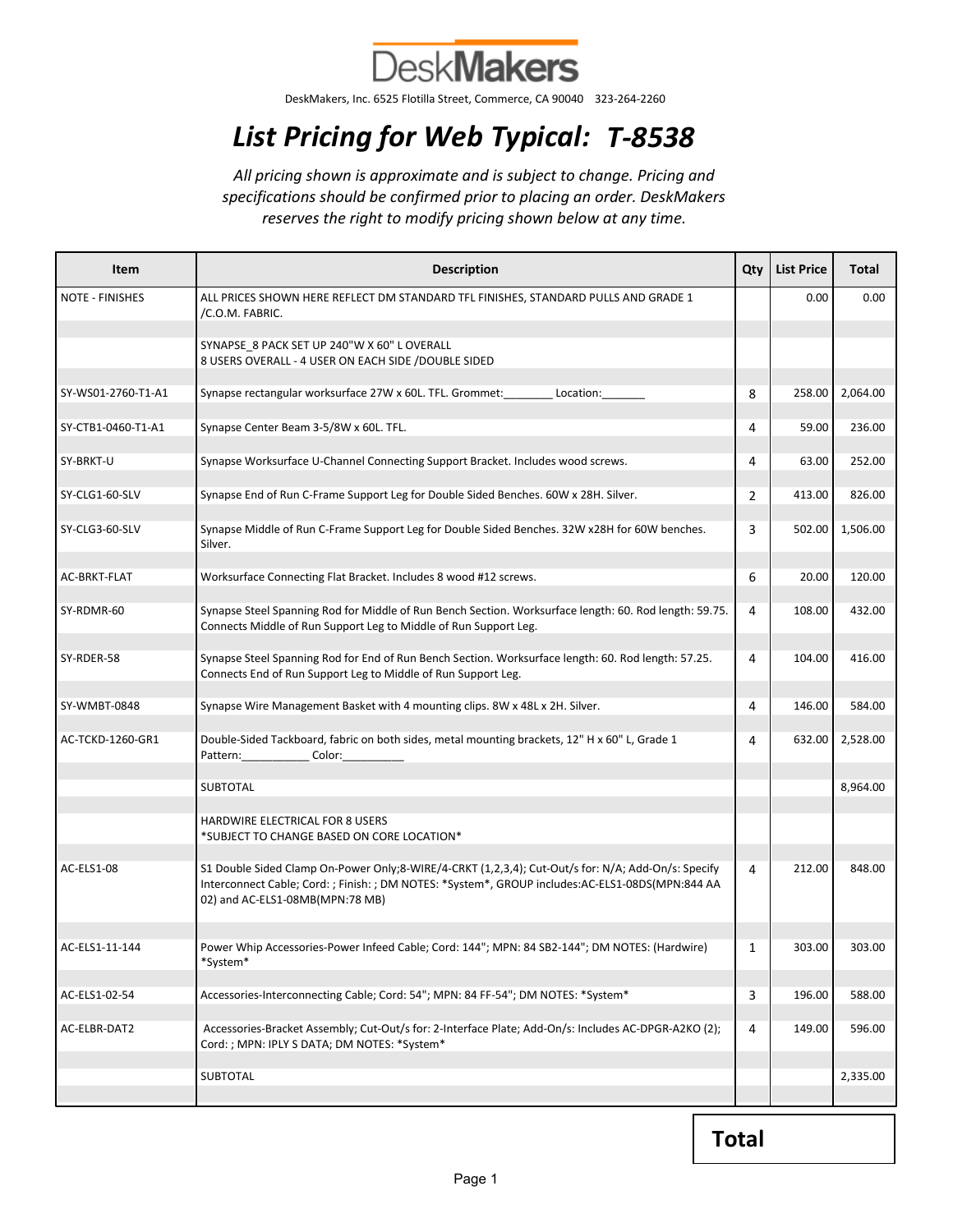# DeskMakers

DeskMakers, Inc. 6525 Flotilla Street, Commerce, CA 90040 323-264-2260

## *List Pricing for Web Typical: T-8538*

*All pricing shown is approximate and is subject to change. Pricing and specifications should be confirmed prior to placing an order. DeskMakers reserves the right to modify pricing shown below at any time.*

| Item | Description | Qty | List Price | Total |
|---|---|---|---|---|
| NOTE - FINISHES | ALL PRICES SHOWN HERE REFLECT DM STANDARD TFL FINISHES, STANDARD PULLS AND GRADE 1 /C.O.M. FABRIC. | | 0.00 | 0.00 |
| | SYNAPSE_8 PACK SET UP 240"W X 60" L OVERALL<br>8 USERS OVERALL - 4 USER ON EACH SIDE /DOUBLE SIDED | | | |
| SY-WS01-2760-T1-A1 | Synapse rectangular worksurface 27W x 60L. TFL. Grommet:________ Location:_______ | 8 | 258.00 | 2,064.00 |
| SY-CTB1-0460-T1-A1 | Synapse Center Beam 3-5/8W x 60L. TFL. | 4 | 59.00 | 236.00 |
| SY-BRKT-U | Synapse Worksurface U-Channel Connecting Support Bracket. Includes wood screws. | 4 | 63.00 | 252.00 |
| SY-CLG1-60-SLV | Synapse End of Run C-Frame Support Leg for Double Sided Benches. 60W x 28H. Silver. | 2 | 413.00 | 826.00 |
| SY-CLG3-60-SLV | Synapse Middle of Run C-Frame Support Leg for Double Sided Benches. 32W x28H for 60W benches. Silver. | 3 | 502.00 | 1,506.00 |
| AC-BRKT-FLAT | Worksurface Connecting Flat Bracket. Includes 8 wood #12 screws. | 6 | 20.00 | 120.00 |
| SY-RDMR-60 | Synapse Steel Spanning Rod for Middle of Run Bench Section. Worksurface length: 60. Rod length: 59.75. Connects Middle of Run Support Leg to Middle of Run Support Leg. | 4 | 108.00 | 432.00 |
| SY-RDER-58 | Synapse Steel Spanning Rod for End of Run Bench Section. Worksurface length: 60. Rod length: 57.25. Connects End of Run Support Leg to Middle of Run Support Leg. | 4 | 104.00 | 416.00 |
| SY-WMBT-0848 | Synapse Wire Management Basket with 4 mounting clips. 8W x 48L x 2H. Silver. | 4 | 146.00 | 584.00 |
| AC-TCKD-1260-GR1 | Double-Sided Tackboard, fabric on both sides, metal mounting brackets, 12" H x 60" L, Grade 1 Pattern:___________ Color:__________ | 4 | 632.00 | 2,528.00 |
| | SUBTOTAL | | | 8,964.00 |
| | HARDWIRE ELECTRICAL FOR 8 USERS<br>*SUBJECT TO CHANGE BASED ON CORE LOCATION* | | | |
| AC-ELS1-08 | S1 Double Sided Clamp On-Power Only;8-WIRE/4-CRKT (1,2,3,4); Cut-Out/s for: N/A; Add-On/s: Specify Interconnect Cable; Cord: ; Finish: ; DM NOTES: *System*, GROUP includes:AC-ELS1-08DS(MPN:844 AA 02) and AC-ELS1-08MB(MPN:78 MB) | 4 | 212.00 | 848.00 |
| AC-ELS1-11-144 | Power Whip Accessories-Power Infeed Cable; Cord: 144"; MPN: 84 SB2-144"; DM NOTES: (Hardwire) *System* | 1 | 303.00 | 303.00 |
| AC-ELS1-02-54 | Accessories-Interconnecting Cable; Cord: 54"; MPN: 84 FF-54"; DM NOTES: *System* | 3 | 196.00 | 588.00 |
| AC-ELBR-DAT2 | Accessories-Bracket Assembly; Cut-Out/s for: 2-Interface Plate; Add-On/s: Includes AC-DPGR-A2KO (2); Cord: ; MPN: IPLY S DATA; DM NOTES: *System* | 4 | 149.00 | 596.00 |
| | SUBTOTAL | | | 2,335.00 |

**Total**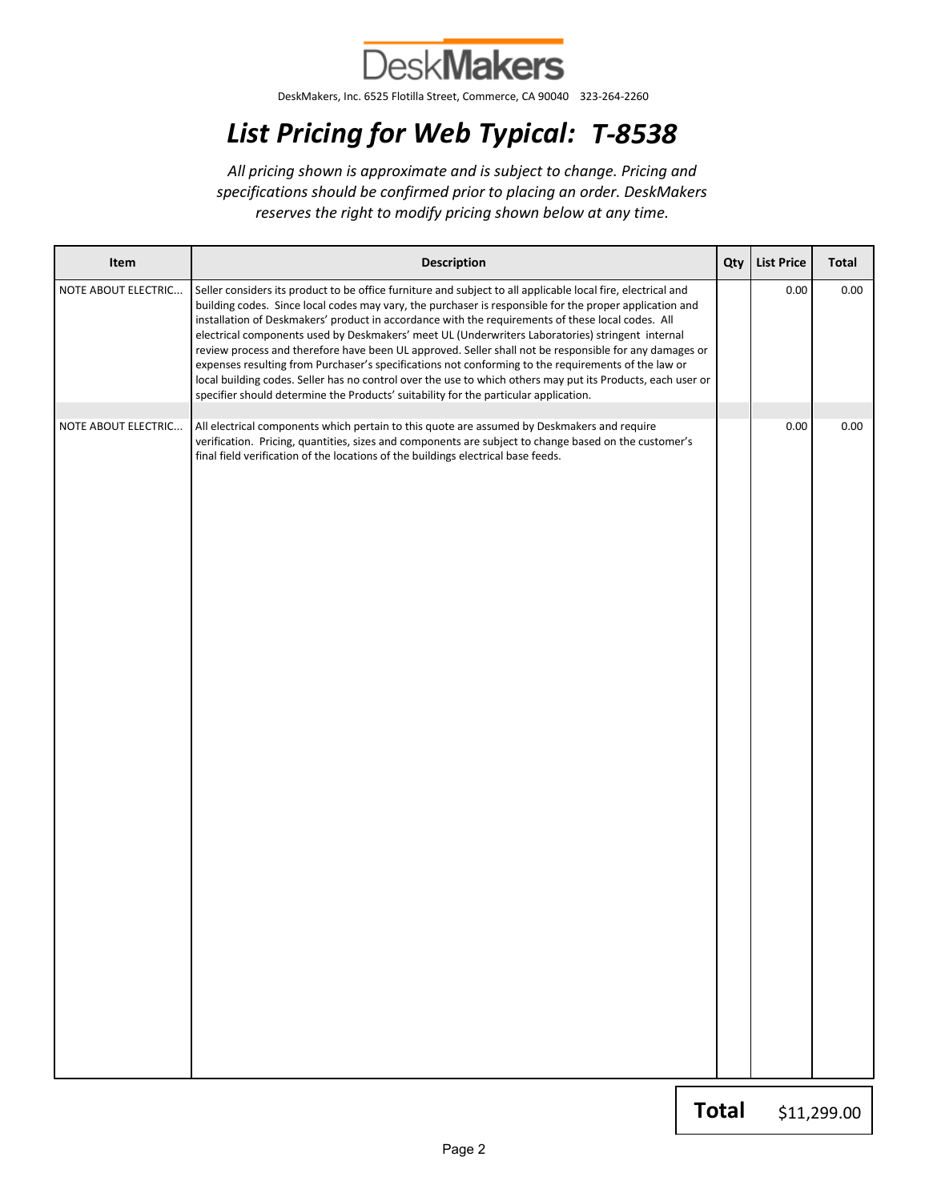DeskMakers

DeskMakers, Inc. 6525 Flotilla Street, Commerce, CA 90040 323-264-2260

# *List Pricing for Web Typical: T-8538*

*All pricing shown is approximate and is subject to change. Pricing and specifications should be confirmed prior to placing an order. DeskMakers reserves the right to modify pricing shown below at any time.*

| Item | Description | Qty | List Price | Total |
|---|---|---|---|---|
| NOTE ABOUT ELECTRIC... | Seller considers its product to be office furniture and subject to all applicable local fire, electrical and building codes. Since local codes may vary, the purchaser is responsible for the proper application and installation of Deskmakers' product in accordance with the requirements of these local codes. All electrical components used by Deskmakers' meet UL (Underwriters Laboratories) stringent internal review process and therefore have been UL approved. Seller shall not be responsible for any damages or expenses resulting from Purchaser's specifications not conforming to the requirements of the law or local building codes. Seller has no control over the use to which others may put its Products, each user or specifier should determine the Products' suitability for the particular application. | | 0.00 | 0.00 |
| NOTE ABOUT ELECTRIC... | All electrical components which pertain to this quote are assumed by Deskmakers and require verification. Pricing, quantities, sizes and components are subject to change based on the customer's final field verification of the locations of the buildings electrical base feeds. | | 0.00 | 0.00 |

**Total** $11,299.00